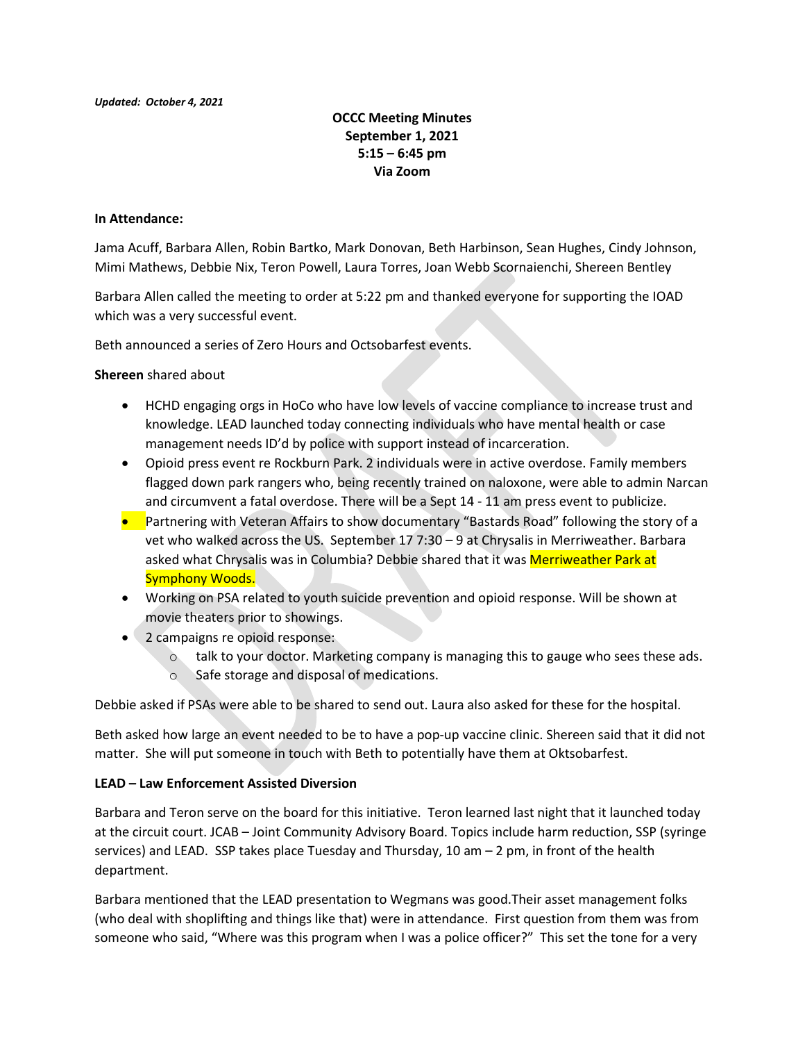*Updated: October 4, 2021*

**OCCC Meeting Minutes**
**September 1, 2021**
**5:15 – 6:45 pm**
**Via Zoom**

**In Attendance:**

Jama Acuff, Barbara Allen, Robin Bartko, Mark Donovan, Beth Harbinson, Sean Hughes, Cindy Johnson, Mimi Mathews, Debbie Nix, Teron Powell, Laura Torres, Joan Webb Scornaienchi, Shereen Bentley

Barbara Allen called the meeting to order at 5:22 pm and thanked everyone for supporting the IOAD which was a very successful event.

Beth announced a series of Zero Hours and Octsobarfest events.

**Shereen** shared about

- HCHD engaging orgs in HoCo who have low levels of vaccine compliance to increase trust and knowledge. LEAD launched today connecting individuals who have mental health or case management needs ID'd by police with support instead of incarceration.
- Opioid press event re Rockburn Park. 2 individuals were in active overdose. Family members flagged down park rangers who, being recently trained on naloxone, were able to admin Narcan and circumvent a fatal overdose. There will be a Sept 14 - 11 am press event to publicize.
- Partnering with Veteran Affairs to show documentary "Bastards Road" following the story of a vet who walked across the US. September 17 7:30 – 9 at Chrysalis in Merriweather. Barbara asked what Chrysalis was in Columbia? Debbie shared that it was Merriweather Park at Symphony Woods.
- Working on PSA related to youth suicide prevention and opioid response. Will be shown at movie theaters prior to showings.
- 2 campaigns re opioid response:
  - talk to your doctor. Marketing company is managing this to gauge who sees these ads.
  - Safe storage and disposal of medications.

Debbie asked if PSAs were able to be shared to send out. Laura also asked for these for the hospital.

Beth asked how large an event needed to be to have a pop-up vaccine clinic. Shereen said that it did not matter. She will put someone in touch with Beth to potentially have them at Oktsobarfest.

**LEAD – Law Enforcement Assisted Diversion**

Barbara and Teron serve on the board for this initiative. Teron learned last night that it launched today at the circuit court. JCAB – Joint Community Advisory Board. Topics include harm reduction, SSP (syringe services) and LEAD. SSP takes place Tuesday and Thursday, 10 am – 2 pm, in front of the health department.

Barbara mentioned that the LEAD presentation to Wegmans was good.Their asset management folks (who deal with shoplifting and things like that) were in attendance. First question from them was from someone who said, "Where was this program when I was a police officer?" This set the tone for a very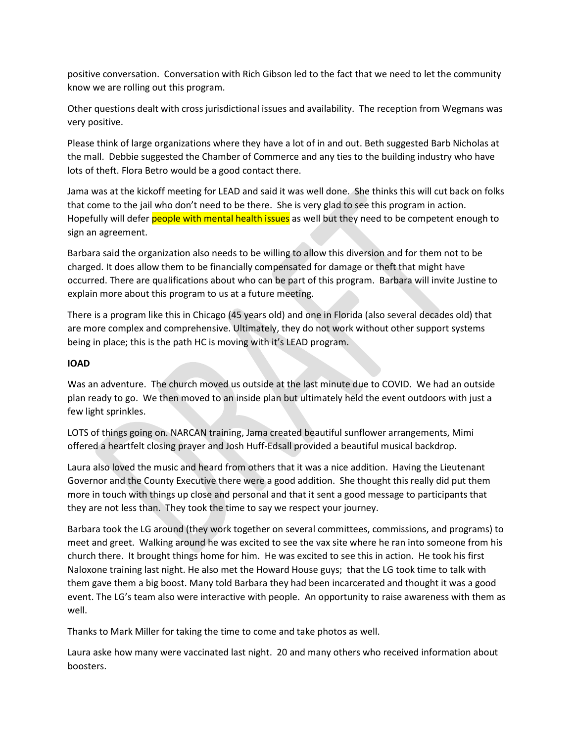positive conversation. Conversation with Rich Gibson led to the fact that we need to let the community know we are rolling out this program.

Other questions dealt with cross jurisdictional issues and availability. The reception from Wegmans was very positive.

Please think of large organizations where they have a lot of in and out. Beth suggested Barb Nicholas at the mall. Debbie suggested the Chamber of Commerce and any ties to the building industry who have lots of theft. Flora Betro would be a good contact there.

Jama was at the kickoff meeting for LEAD and said it was well done. She thinks this will cut back on folks that come to the jail who don't need to be there. She is very glad to see this program in action. Hopefully will defer people with mental health issues as well but they need to be competent enough to sign an agreement.

Barbara said the organization also needs to be willing to allow this diversion and for them not to be charged. It does allow them to be financially compensated for damage or theft that might have occurred. There are qualifications about who can be part of this program. Barbara will invite Justine to explain more about this program to us at a future meeting.

There is a program like this in Chicago (45 years old) and one in Florida (also several decades old) that are more complex and comprehensive. Ultimately, they do not work without other support systems being in place; this is the path HC is moving with it's LEAD program.

**IOAD**

Was an adventure. The church moved us outside at the last minute due to COVID. We had an outside plan ready to go. We then moved to an inside plan but ultimately held the event outdoors with just a few light sprinkles.

LOTS of things going on. NARCAN training, Jama created beautiful sunflower arrangements, Mimi offered a heartfelt closing prayer and Josh Huff-Edsall provided a beautiful musical backdrop.

Laura also loved the music and heard from others that it was a nice addition. Having the Lieutenant Governor and the County Executive there were a good addition. She thought this really did put them more in touch with things up close and personal and that it sent a good message to participants that they are not less than. They took the time to say we respect your journey.

Barbara took the LG around (they work together on several committees, commissions, and programs) to meet and greet. Walking around he was excited to see the vax site where he ran into someone from his church there. It brought things home for him. He was excited to see this in action. He took his first Naloxone training last night. He also met the Howard House guys; that the LG took time to talk with them gave them a big boost. Many told Barbara they had been incarcerated and thought it was a good event. The LG's team also were interactive with people. An opportunity to raise awareness with them as well.

Thanks to Mark Miller for taking the time to come and take photos as well.

Laura aske how many were vaccinated last night. 20 and many others who received information about boosters.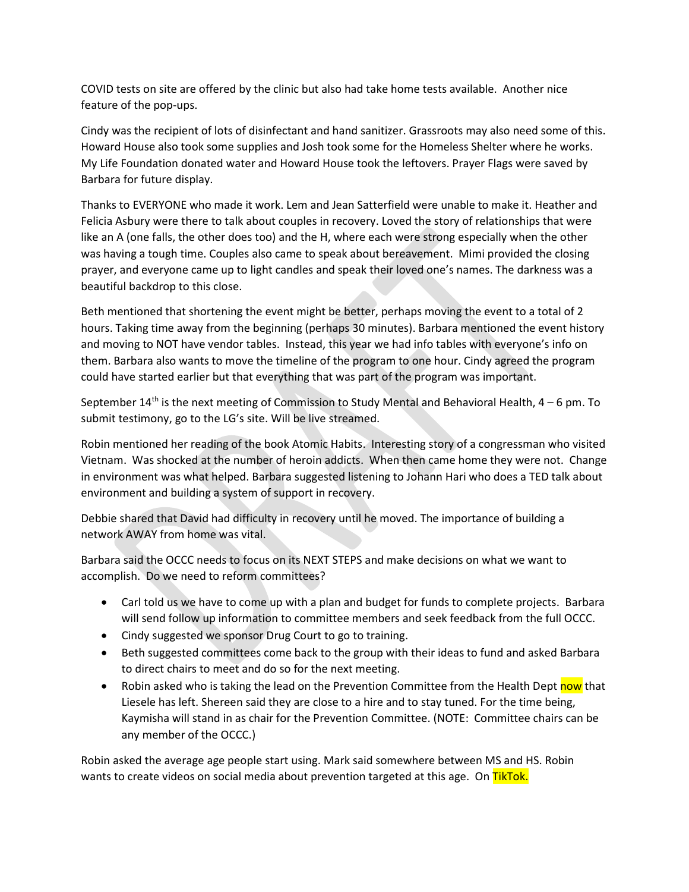COVID tests on site are offered by the clinic but also had take home tests available. Another nice feature of the pop-ups.

Cindy was the recipient of lots of disinfectant and hand sanitizer. Grassroots may also need some of this. Howard House also took some supplies and Josh took some for the Homeless Shelter where he works. My Life Foundation donated water and Howard House took the leftovers. Prayer Flags were saved by Barbara for future display.

Thanks to EVERYONE who made it work. Lem and Jean Satterfield were unable to make it. Heather and Felicia Asbury were there to talk about couples in recovery. Loved the story of relationships that were like an A (one falls, the other does too) and the H, where each were strong especially when the other was having a tough time. Couples also came to speak about bereavement. Mimi provided the closing prayer, and everyone came up to light candles and speak their loved one's names. The darkness was a beautiful backdrop to this close.

Beth mentioned that shortening the event might be better, perhaps moving the event to a total of 2 hours. Taking time away from the beginning (perhaps 30 minutes). Barbara mentioned the event history and moving to NOT have vendor tables. Instead, this year we had info tables with everyone's info on them. Barbara also wants to move the timeline of the program to one hour. Cindy agreed the program could have started earlier but that everything that was part of the program was important.

September 14th is the next meeting of Commission to Study Mental and Behavioral Health, 4 – 6 pm. To submit testimony, go to the LG's site. Will be live streamed.

Robin mentioned her reading of the book Atomic Habits. Interesting story of a congressman who visited Vietnam. Was shocked at the number of heroin addicts. When then came home they were not. Change in environment was what helped. Barbara suggested listening to Johann Hari who does a TED talk about environment and building a system of support in recovery.

Debbie shared that David had difficulty in recovery until he moved. The importance of building a network AWAY from home was vital.

Barbara said the OCCC needs to focus on its NEXT STEPS and make decisions on what we want to accomplish. Do we need to reform committees?

- Carl told us we have to come up with a plan and budget for funds to complete projects. Barbara will send follow up information to committee members and seek feedback from the full OCCC.
- Cindy suggested we sponsor Drug Court to go to training.
- Beth suggested committees come back to the group with their ideas to fund and asked Barbara to direct chairs to meet and do so for the next meeting.
- Robin asked who is taking the lead on the Prevention Committee from the Health Dept now that Liesele has left. Shereen said they are close to a hire and to stay tuned. For the time being, Kaymisha will stand in as chair for the Prevention Committee. (NOTE: Committee chairs can be any member of the OCCC.)

Robin asked the average age people start using. Mark said somewhere between MS and HS. Robin wants to create videos on social media about prevention targeted at this age. On TikTok.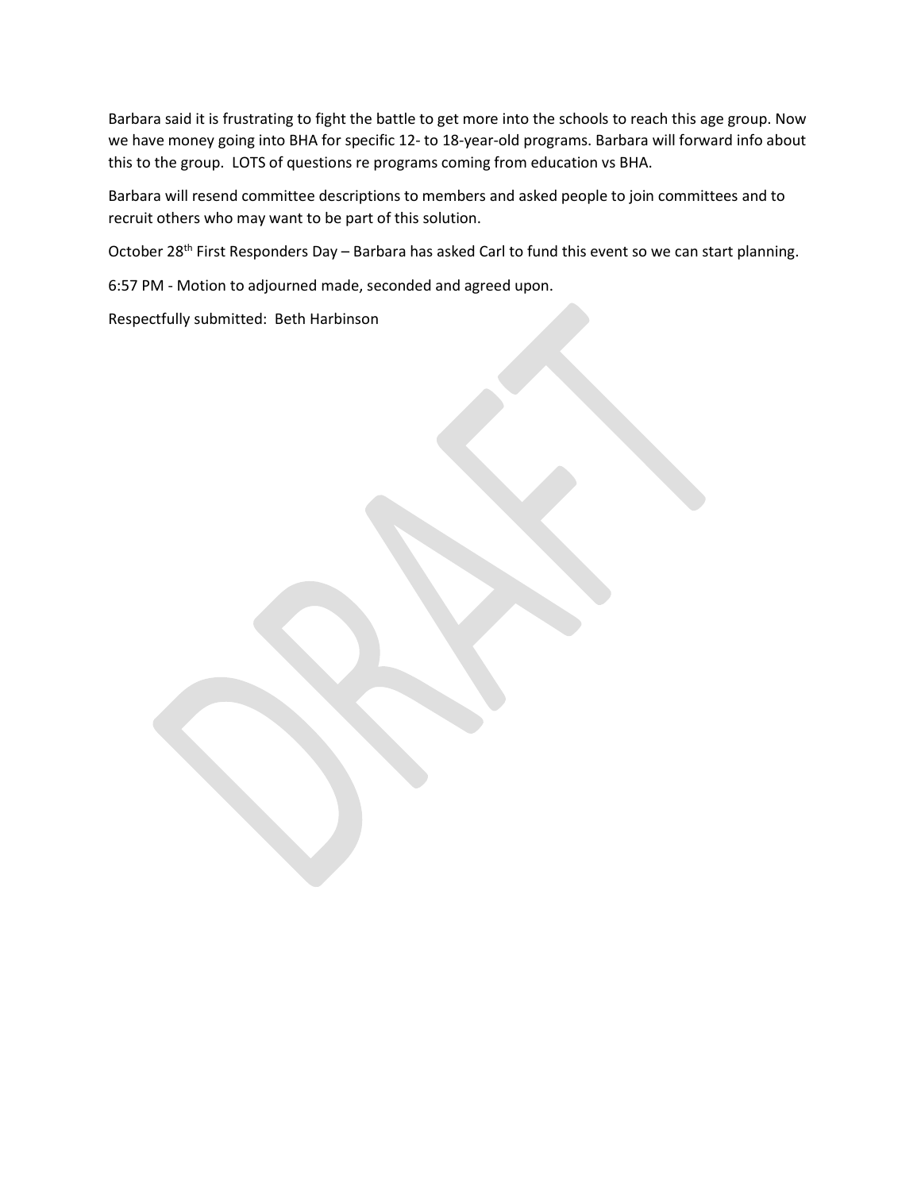Barbara said it is frustrating to fight the battle to get more into the schools to reach this age group. Now we have money going into BHA for specific 12- to 18-year-old programs. Barbara will forward info about this to the group. LOTS of questions re programs coming from education vs BHA.

Barbara will resend committee descriptions to members and asked people to join committees and to recruit others who may want to be part of this solution.

October 28th First Responders Day – Barbara has asked Carl to fund this event so we can start planning.

6:57 PM - Motion to adjourned made, seconded and agreed upon.

Respectfully submitted: Beth Harbinson